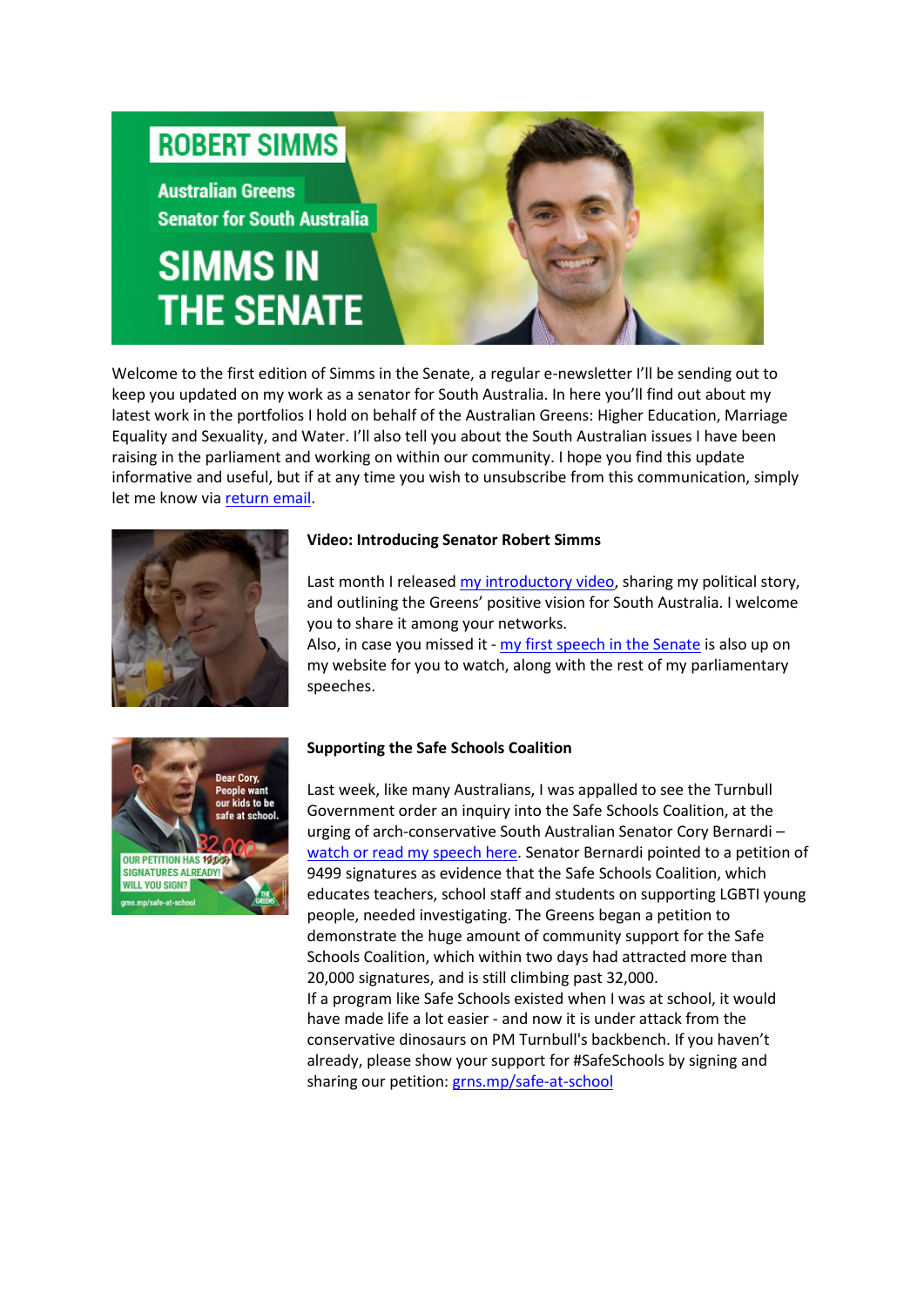Welcome to the first edition of Simms in the Senate, a regular e-newsletter I'll be sending out to keep you updated on my work as a senator for South Australia. In here you'll find out about my latest work in the portfolios I hold on behalf of the Australian Greens: Higher Education, Marriage Equality and Sexuality, and Water. I'll also tell you about the South Australian issues I have been raising in the parliament and working on within our community. I hope you find this update informative and useful, but if at any time you wish to unsubscribe from this communication, simply let me know via return email.

**Video: Introducing Senator Robert Simms**

Last month I released my introductory video, sharing my political story, and outlining the Greens' positive vision for South Australia. I welcome you to share it among your networks.
Also, in case you missed it - my first speech in the Senate is also up on my website for you to watch, along with the rest of my parliamentary speeches.

**Supporting the Safe Schools Coalition**

Last week, like many Australians, I was appalled to see the Turnbull Government order an inquiry into the Safe Schools Coalition, at the urging of arch-conservative South Australian Senator Cory Bernardi – watch or read my speech here. Senator Bernardi pointed to a petition of 9499 signatures as evidence that the Safe Schools Coalition, which educates teachers, school staff and students on supporting LGBTI young people, needed investigating. The Greens began a petition to demonstrate the huge amount of community support for the Safe Schools Coalition, which within two days had attracted more than 20,000 signatures, and is still climbing past 32,000.
If a program like Safe Schools existed when I was at school, it would have made life a lot easier - and now it is under attack from the conservative dinosaurs on PM Turnbull's backbench. If you haven't already, please show your support for #SafeSchools by signing and sharing our petition: grns.mp/safe-at-school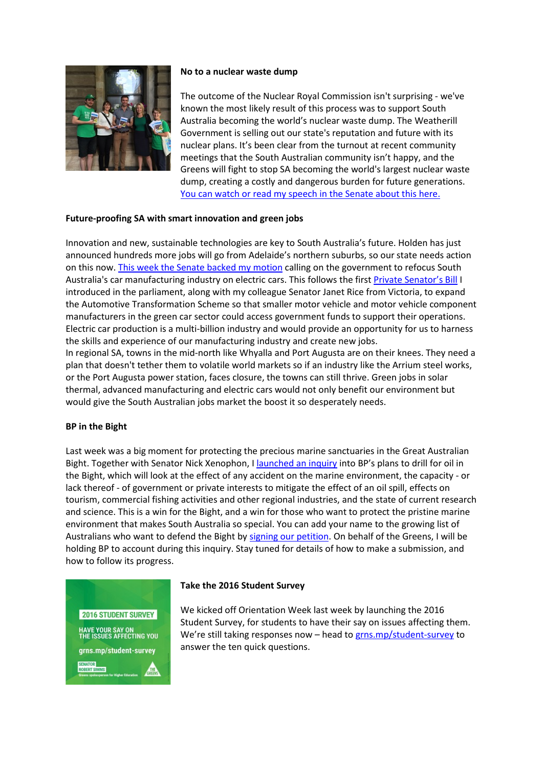**No to a nuclear waste dump**

The outcome of the Nuclear Royal Commission isn't surprising - we've known the most likely result of this process was to support South Australia becoming the world's nuclear waste dump. The Weatherill Government is selling out our state's reputation and future with its nuclear plans. It's been clear from the turnout at recent community meetings that the South Australian community isn't happy, and the Greens will fight to stop SA becoming the world's largest nuclear waste dump, creating a costly and dangerous burden for future generations. You can watch or read my speech in the Senate about this here.

**Future-proofing SA with smart innovation and green jobs**

Innovation and new, sustainable technologies are key to South Australia's future. Holden has just announced hundreds more jobs will go from Adelaide's northern suburbs, so our state needs action on this now. This week the Senate backed my motion calling on the government to refocus South Australia's car manufacturing industry on electric cars. This follows the first Private Senator's Bill I introduced in the parliament, along with my colleague Senator Janet Rice from Victoria, to expand the Automotive Transformation Scheme so that smaller motor vehicle and motor vehicle component manufacturers in the green car sector could access government funds to support their operations. Electric car production is a multi-billion industry and would provide an opportunity for us to harness the skills and experience of our manufacturing industry and create new jobs.
In regional SA, towns in the mid-north like Whyalla and Port Augusta are on their knees. They need a plan that doesn't tether them to volatile world markets so if an industry like the Arrium steel works, or the Port Augusta power station, faces closure, the towns can still thrive. Green jobs in solar thermal, advanced manufacturing and electric cars would not only benefit our environment but would give the South Australian jobs market the boost it so desperately needs.

**BP in the Bight**

Last week was a big moment for protecting the precious marine sanctuaries in the Great Australian Bight. Together with Senator Nick Xenophon, I launched an inquiry into BP's plans to drill for oil in the Bight, which will look at the effect of any accident on the marine environment, the capacity - or lack thereof - of government or private interests to mitigate the effect of an oil spill, effects on tourism, commercial fishing activities and other regional industries, and the state of current research and science. This is a win for the Bight, and a win for those who want to protect the pristine marine environment that makes South Australia so special. You can add your name to the growing list of Australians who want to defend the Bight by signing our petition. On behalf of the Greens, I will be holding BP to account during this inquiry. Stay tuned for details of how to make a submission, and how to follow its progress.

**Take the 2016 Student Survey**

We kicked off Orientation Week last week by launching the 2016 Student Survey, for students to have their say on issues affecting them. We're still taking responses now – head to grns.mp/student-survey to answer the ten quick questions.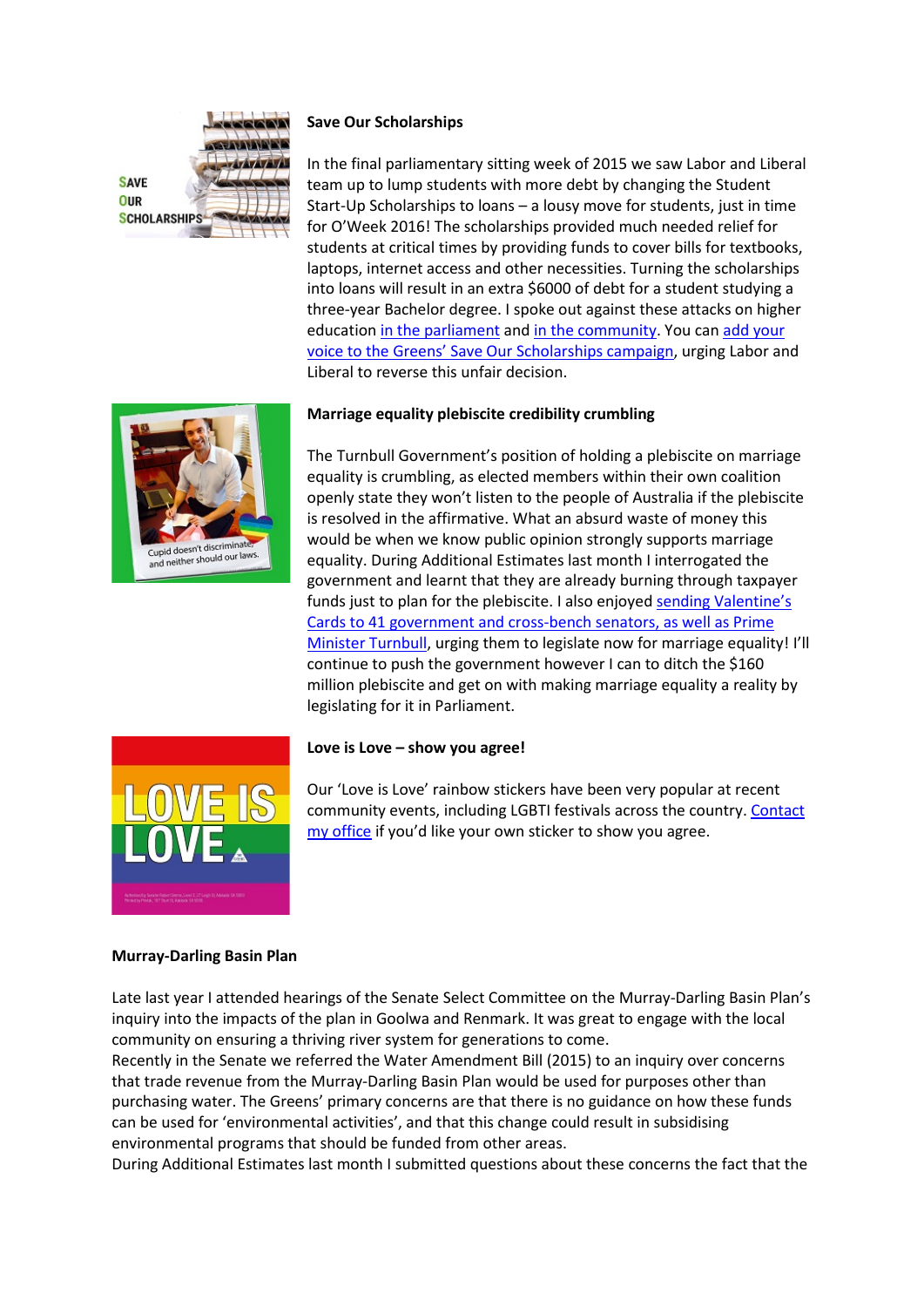**Save Our Scholarships**

In the final parliamentary sitting week of 2015 we saw Labor and Liberal team up to lump students with more debt by changing the Student Start-Up Scholarships to loans – a lousy move for students, just in time for O'Week 2016! The scholarships provided much needed relief for students at critical times by providing funds to cover bills for textbooks, laptops, internet access and other necessities. Turning the scholarships into loans will result in an extra $6000 of debt for a student studying a three-year Bachelor degree. I spoke out against these attacks on higher education in the parliament and in the community. You can add your voice to the Greens' Save Our Scholarships campaign, urging Labor and Liberal to reverse this unfair decision.

**Marriage equality plebiscite credibility crumbling**

The Turnbull Government's position of holding a plebiscite on marriage equality is crumbling, as elected members within their own coalition openly state they won't listen to the people of Australia if the plebiscite is resolved in the affirmative. What an absurd waste of money this would be when we know public opinion strongly supports marriage equality. During Additional Estimates last month I interrogated the government and learnt that they are already burning through taxpayer funds just to plan for the plebiscite. I also enjoyed sending Valentine's Cards to 41 government and cross-bench senators, as well as Prime Minister Turnbull, urging them to legislate now for marriage equality! I'll continue to push the government however I can to ditch the $160 million plebiscite and get on with making marriage equality a reality by legislating for it in Parliament.

**Love is Love – show you agree!**

Our 'Love is Love' rainbow stickers have been very popular at recent community events, including LGBTI festivals across the country. Contact my office if you'd like your own sticker to show you agree.

**Murray-Darling Basin Plan**

Late last year I attended hearings of the Senate Select Committee on the Murray-Darling Basin Plan's inquiry into the impacts of the plan in Goolwa and Renmark. It was great to engage with the local community on ensuring a thriving river system for generations to come.
Recently in the Senate we referred the Water Amendment Bill (2015) to an inquiry over concerns that trade revenue from the Murray-Darling Basin Plan would be used for purposes other than purchasing water. The Greens' primary concerns are that there is no guidance on how these funds can be used for 'environmental activities', and that this change could result in subsidising environmental programs that should be funded from other areas.
During Additional Estimates last month I submitted questions about these concerns the fact that the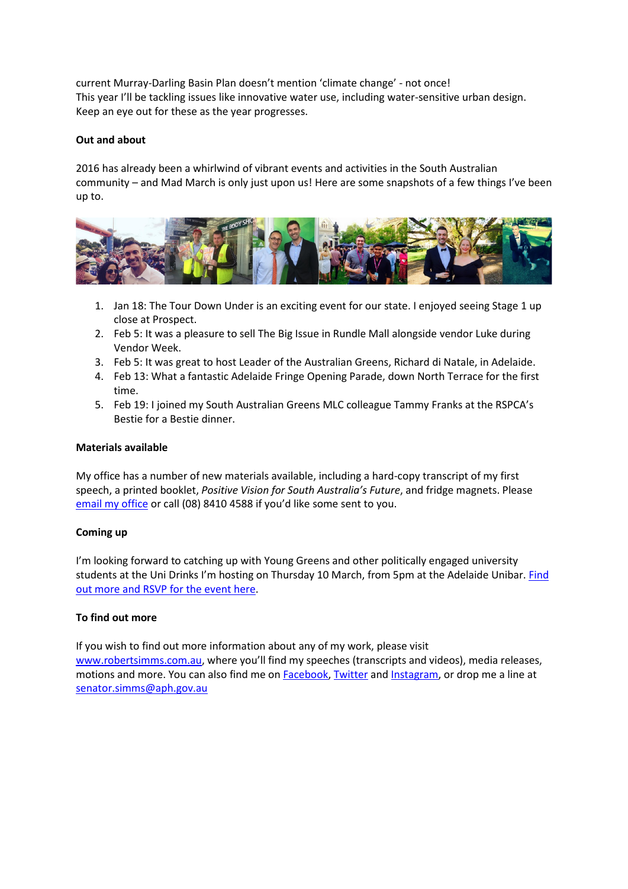current Murray-Darling Basin Plan doesn't mention 'climate change' - not once!
This year I'll be tackling issues like innovative water use, including water-sensitive urban design. Keep an eye out for these as the year progresses.

**Out and about**

2016 has already been a whirlwind of vibrant events and activities in the South Australian community – and Mad March is only just upon us! Here are some snapshots of a few things I've been up to.

1. Jan 18: The Tour Down Under is an exciting event for our state. I enjoyed seeing Stage 1 up close at Prospect.
2. Feb 5: It was a pleasure to sell The Big Issue in Rundle Mall alongside vendor Luke during Vendor Week.
3. Feb 5: It was great to host Leader of the Australian Greens, Richard di Natale, in Adelaide.
4. Feb 13: What a fantastic Adelaide Fringe Opening Parade, down North Terrace for the first time.
5. Feb 19: I joined my South Australian Greens MLC colleague Tammy Franks at the RSPCA's Bestie for a Bestie dinner.

**Materials available**

My office has a number of new materials available, including a hard-copy transcript of my first speech, a printed booklet, *Positive Vision for South Australia's Future*, and fridge magnets. Please email my office or call (08) 8410 4588 if you'd like some sent to you.

**Coming up**

I'm looking forward to catching up with Young Greens and other politically engaged university students at the Uni Drinks I'm hosting on Thursday 10 March, from 5pm at the Adelaide Unibar. Find out more and RSVP for the event here.

**To find out more**

If you wish to find out more information about any of my work, please visit www.robertsimms.com.au, where you'll find my speeches (transcripts and videos), media releases, motions and more. You can also find me on Facebook, Twitter and Instagram, or drop me a line at senator.simms@aph.gov.au